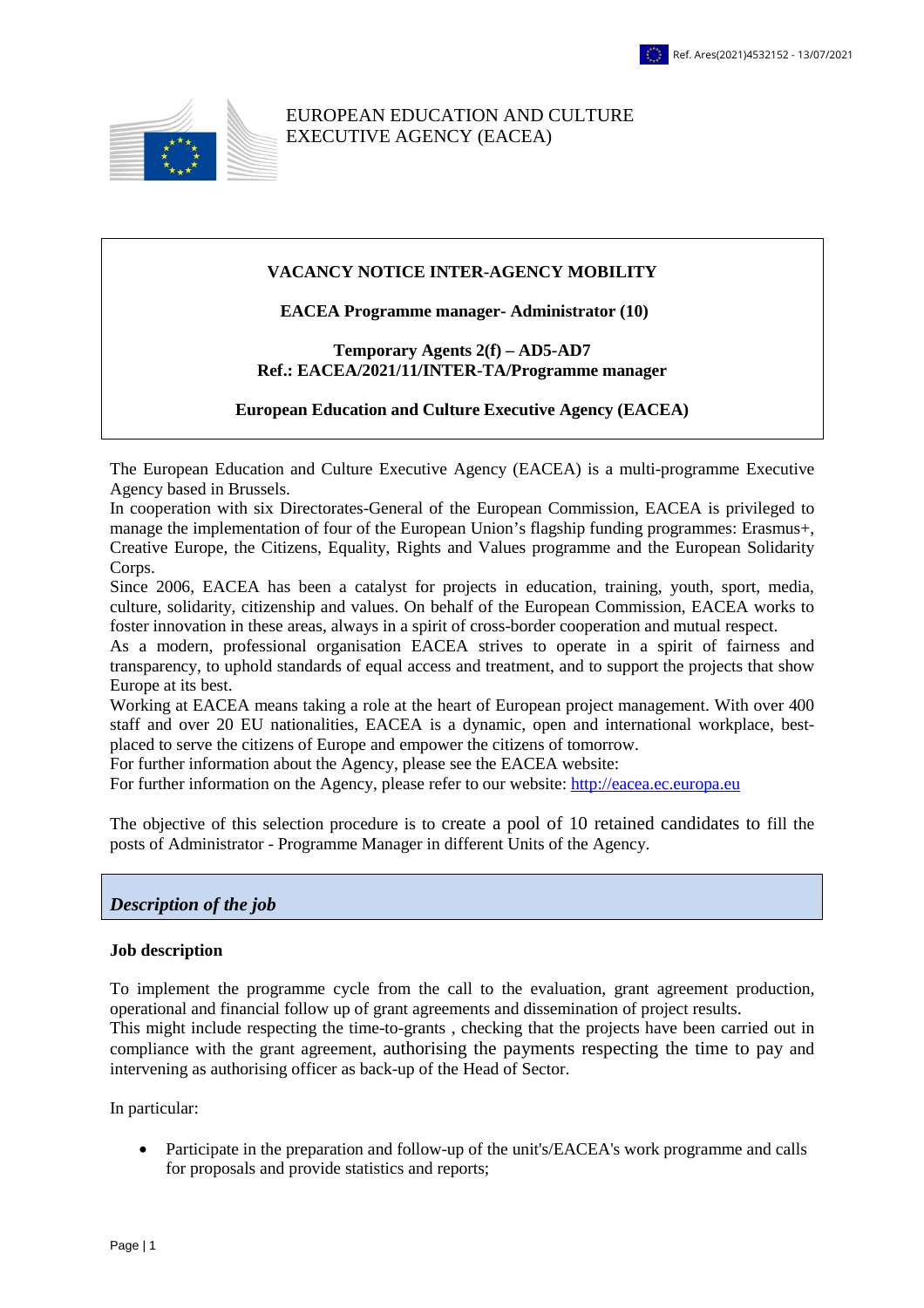EUROPEAN EDUCATION AND CULTURE EXECUTIVE AGENCY (EACEA)

**VACANCY NOTICE INTER-AGENCY MOBILITY**

**EACEA Programme manager- Administrator (10)**

**Temporary Agents 2(f) – AD5-AD7**
**Ref.: EACEA/2021/11/INTER-TA/Programme manager**

**European Education and Culture Executive Agency (EACEA)**

The European Education and Culture Executive Agency (EACEA) is a multi-programme Executive Agency based in Brussels.
In cooperation with six Directorates-General of the European Commission, EACEA is privileged to manage the implementation of four of the European Union's flagship funding programmes: Erasmus+, Creative Europe, the Citizens, Equality, Rights and Values programme and the European Solidarity Corps.
Since 2006, EACEA has been a catalyst for projects in education, training, youth, sport, media, culture, solidarity, citizenship and values. On behalf of the European Commission, EACEA works to foster innovation in these areas, always in a spirit of cross-border cooperation and mutual respect.
As a modern, professional organisation EACEA strives to operate in a spirit of fairness and transparency, to uphold standards of equal access and treatment, and to support the projects that show Europe at its best.
Working at EACEA means taking a role at the heart of European project management. With over 400 staff and over 20 EU nationalities, EACEA is a dynamic, open and international workplace, best-placed to serve the citizens of Europe and empower the citizens of tomorrow.
For further information about the Agency, please see the EACEA website:
For further information on the Agency, please refer to our website: [http://eacea.ec.europa.eu](http://eacea.ec.europa.eu)

The objective of this selection procedure is to create a pool of 10 retained candidates to fill the posts of Administrator - Programme Manager in different Units of the Agency.

## *Description of the job*

### Job description

To implement the programme cycle from the call to the evaluation, grant agreement production, operational and financial follow up of grant agreements and dissemination of project results.
This might include respecting the time-to-grants , checking that the projects have been carried out in compliance with the grant agreement, authorising the payments respecting the time to pay and intervening as authorising officer as back-up of the Head of Sector.

In particular:

- Participate in the preparation and follow-up of the unit's/EACEA's work programme and calls for proposals and provide statistics and reports;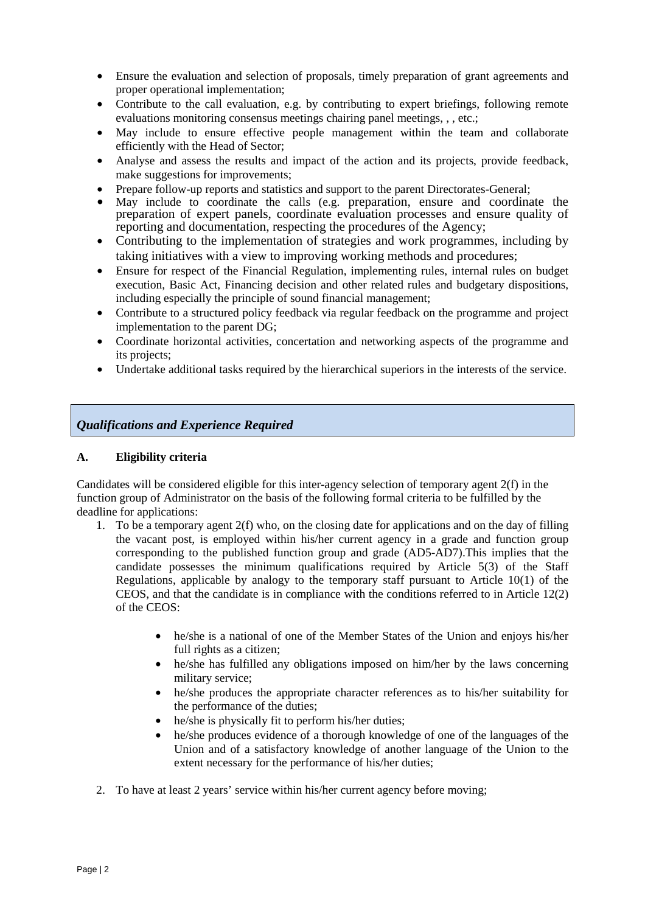- Ensure the evaluation and selection of proposals, timely preparation of grant agreements and proper operational implementation;
- Contribute to the call evaluation, e.g. by contributing to expert briefings, following remote evaluations monitoring consensus meetings chairing panel meetings, , , etc.;
- May include to ensure effective people management within the team and collaborate efficiently with the Head of Sector;
- Analyse and assess the results and impact of the action and its projects, provide feedback, make suggestions for improvements;
- Prepare follow-up reports and statistics and support to the parent Directorates-General;
- May include to coordinate the calls (e.g. preparation, ensure and coordinate the preparation of expert panels, coordinate evaluation processes and ensure quality of reporting and documentation, respecting the procedures of the Agency;
- Contributing to the implementation of strategies and work programmes, including by taking initiatives with a view to improving working methods and procedures;
- Ensure for respect of the Financial Regulation, implementing rules, internal rules on budget execution, Basic Act, Financing decision and other related rules and budgetary dispositions, including especially the principle of sound financial management;
- Contribute to a structured policy feedback via regular feedback on the programme and project implementation to the parent DG;
- Coordinate horizontal activities, concertation and networking aspects of the programme and its projects;
- Undertake additional tasks required by the hierarchical superiors in the interests of the service.

## *Qualifications and Experience Required*

### A. Eligibility criteria

Candidates will be considered eligible for this inter-agency selection of temporary agent 2(f) in the function group of Administrator on the basis of the following formal criteria to be fulfilled by the deadline for applications:

1. To be a temporary agent 2(f) who, on the closing date for applications and on the day of filling the vacant post, is employed within his/her current agency in a grade and function group corresponding to the published function group and grade (AD5-AD7).This implies that the candidate possesses the minimum qualifications required by Article 5(3) of the Staff Regulations, applicable by analogy to the temporary staff pursuant to Article 10(1) of the CEOS, and that the candidate is in compliance with the conditions referred to in Article 12(2) of the CEOS:

   - he/she is a national of one of the Member States of the Union and enjoys his/her full rights as a citizen;
   - he/she has fulfilled any obligations imposed on him/her by the laws concerning military service;
   - he/she produces the appropriate character references as to his/her suitability for the performance of the duties;
   - he/she is physically fit to perform his/her duties;
   - he/she produces evidence of a thorough knowledge of one of the languages of the Union and of a satisfactory knowledge of another language of the Union to the extent necessary for the performance of his/her duties;

2. To have at least 2 years' service within his/her current agency before moving;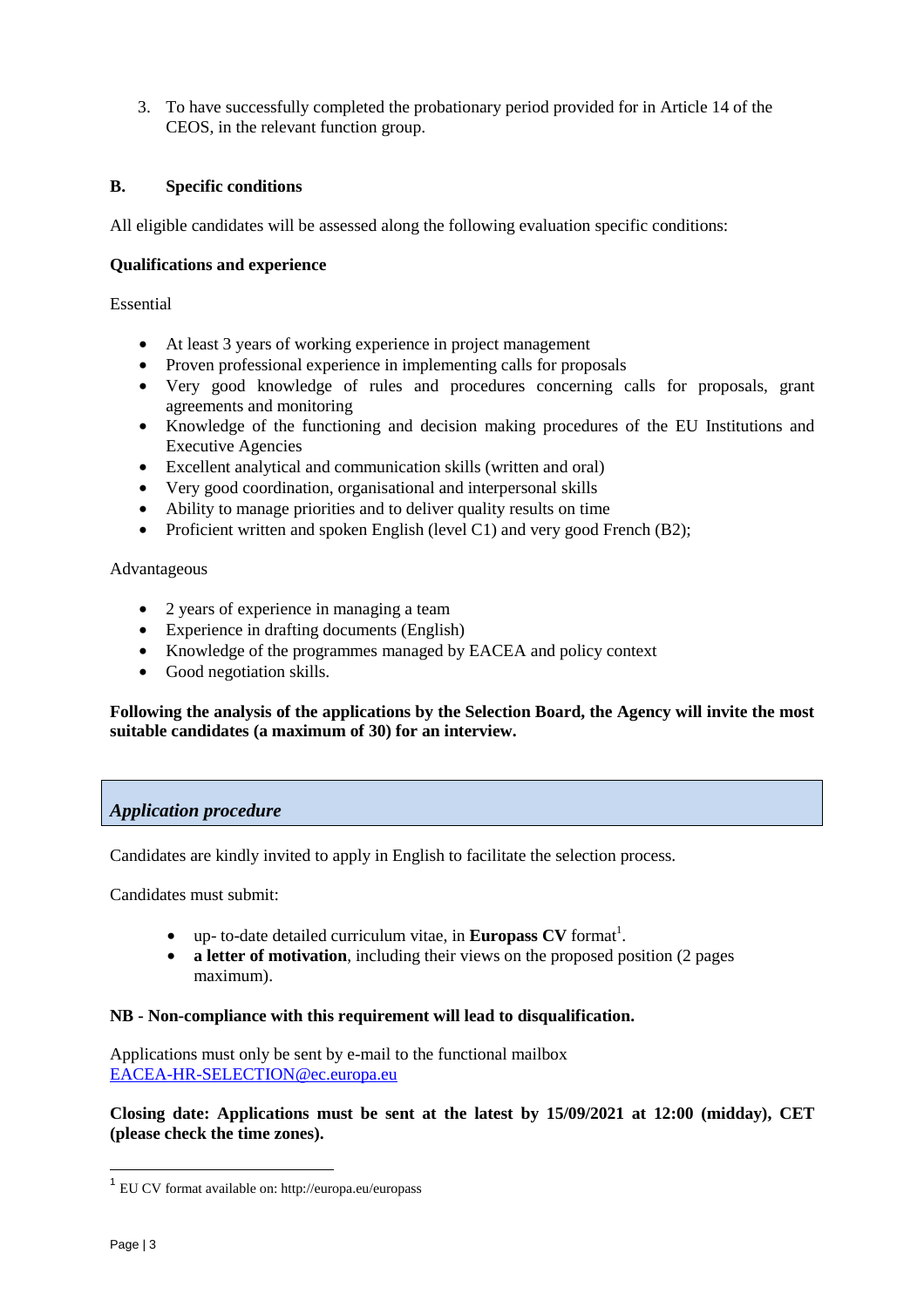3. To have successfully completed the probationary period provided for in Article 14 of the CEOS, in the relevant function group.

### B. Specific conditions

All eligible candidates will be assessed along the following evaluation specific conditions:

**Qualifications and experience**

Essential

- At least 3 years of working experience in project management
- Proven professional experience in implementing calls for proposals
- Very good knowledge of rules and procedures concerning calls for proposals, grant agreements and monitoring
- Knowledge of the functioning and decision making procedures of the EU Institutions and Executive Agencies
- Excellent analytical and communication skills (written and oral)
- Very good coordination, organisational and interpersonal skills
- Ability to manage priorities and to deliver quality results on time
- Proficient written and spoken English (level C1) and very good French (B2);

Advantageous

- 2 years of experience in managing a team
- Experience in drafting documents (English)
- Knowledge of the programmes managed by EACEA and policy context
- Good negotiation skills.

**Following the analysis of the applications by the Selection Board, the Agency will invite the most suitable candidates (a maximum of 30) for an interview.**

## *Application procedure*

Candidates are kindly invited to apply in English to facilitate the selection process.

Candidates must submit:

- up- to-date detailed curriculum vitae, in **Europass CV** format[1].
- **a letter of motivation**, including their views on the proposed position (2 pages maximum).

**NB - Non-compliance with this requirement will lead to disqualification.**

Applications must only be sent by e-mail to the functional mailbox [EACEA-HR-SELECTION@ec.europa.eu](mailto:EACEA-HR-SELECTION@ec.europa.eu)

**Closing date: Applications must be sent at the latest by 15/09/2021 at 12:00 (midday), CET (please check the time zones).**

[1] EU CV format available on: http://europa.eu/europass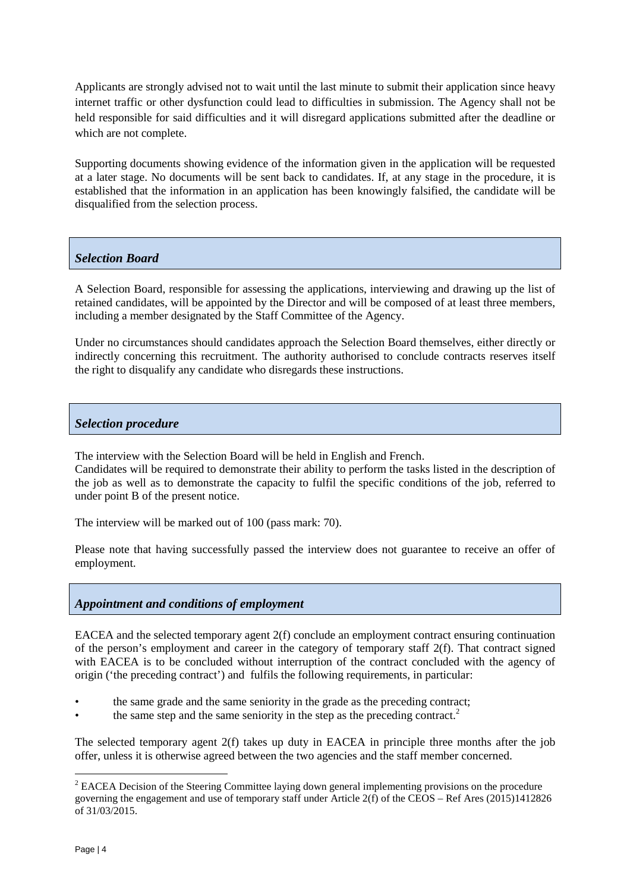Applicants are strongly advised not to wait until the last minute to submit their application since heavy internet traffic or other dysfunction could lead to difficulties in submission. The Agency shall not be held responsible for said difficulties and it will disregard applications submitted after the deadline or which are not complete.

Supporting documents showing evidence of the information given in the application will be requested at a later stage. No documents will be sent back to candidates. If, at any stage in the procedure, it is established that the information in an application has been knowingly falsified, the candidate will be disqualified from the selection process.

### *Selection Board*

A Selection Board, responsible for assessing the applications, interviewing and drawing up the list of retained candidates, will be appointed by the Director and will be composed of at least three members, including a member designated by the Staff Committee of the Agency.

Under no circumstances should candidates approach the Selection Board themselves, either directly or indirectly concerning this recruitment. The authority authorised to conclude contracts reserves itself the right to disqualify any candidate who disregards these instructions.

### *Selection procedure*

The interview with the Selection Board will be held in English and French.
Candidates will be required to demonstrate their ability to perform the tasks listed in the description of the job as well as to demonstrate the capacity to fulfil the specific conditions of the job, referred to under point B of the present notice.

The interview will be marked out of 100 (pass mark: 70).

Please note that having successfully passed the interview does not guarantee to receive an offer of employment.

### *Appointment and conditions of employment*

EACEA and the selected temporary agent 2(f) conclude an employment contract ensuring continuation of the person's employment and career in the category of temporary staff 2(f). That contract signed with EACEA is to be concluded without interruption of the contract concluded with the agency of origin ('the preceding contract') and fulfils the following requirements, in particular:

- the same grade and the same seniority in the grade as the preceding contract;
- the same step and the same seniority in the step as the preceding contract.[2]

The selected temporary agent 2(f) takes up duty in EACEA in principle three months after the job offer, unless it is otherwise agreed between the two agencies and the staff member concerned.

---

[2] EACEA Decision of the Steering Committee laying down general implementing provisions on the procedure governing the engagement and use of temporary staff under Article 2(f) of the CEOS – Ref Ares (2015)1412826 of 31/03/2015.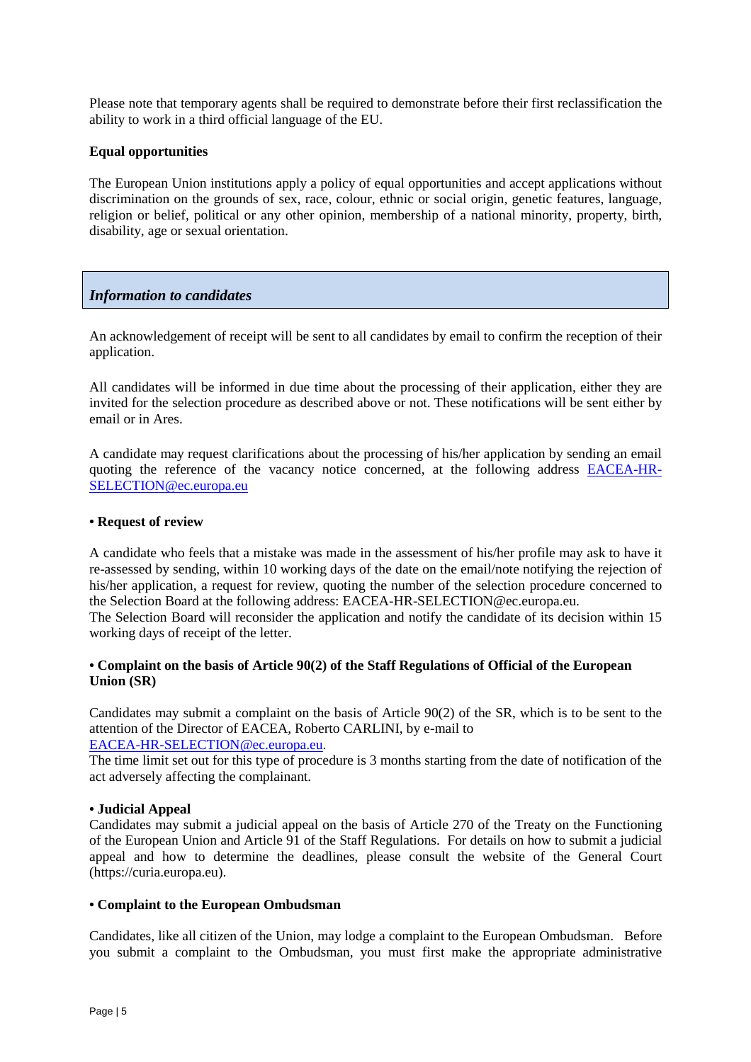Please note that temporary agents shall be required to demonstrate before their first reclassification the ability to work in a third official language of the EU.

**Equal opportunities**

The European Union institutions apply a policy of equal opportunities and accept applications without discrimination on the grounds of sex, race, colour, ethnic or social origin, genetic features, language, religion or belief, political or any other opinion, membership of a national minority, property, birth, disability, age or sexual orientation.

## *Information to candidates*

An acknowledgement of receipt will be sent to all candidates by email to confirm the reception of their application.

All candidates will be informed in due time about the processing of their application, either they are invited for the selection procedure as described above or not. These notifications will be sent either by email or in Ares.

A candidate may request clarifications about the processing of his/her application by sending an email quoting the reference of the vacancy notice concerned, at the following address [EACEA-HR-SELECTION@ec.europa.eu](mailto:EACEA-HR-SELECTION@ec.europa.eu)

**• Request of review**

A candidate who feels that a mistake was made in the assessment of his/her profile may ask to have it re-assessed by sending, within 10 working days of the date on the email/note notifying the rejection of his/her application, a request for review, quoting the number of the selection procedure concerned to the Selection Board at the following address: EACEA-HR-SELECTION@ec.europa.eu.
The Selection Board will reconsider the application and notify the candidate of its decision within 15 working days of receipt of the letter.

**• Complaint on the basis of Article 90(2) of the Staff Regulations of Official of the European Union (SR)**

Candidates may submit a complaint on the basis of Article 90(2) of the SR, which is to be sent to the attention of the Director of EACEA, Roberto CARLINI, by e-mail to [EACEA-HR-SELECTION@ec.europa.eu](mailto:EACEA-HR-SELECTION@ec.europa.eu).
The time limit set out for this type of procedure is 3 months starting from the date of notification of the act adversely affecting the complainant.

**• Judicial Appeal**
Candidates may submit a judicial appeal on the basis of Article 270 of the Treaty on the Functioning of the European Union and Article 91 of the Staff Regulations. For details on how to submit a judicial appeal and how to determine the deadlines, please consult the website of the General Court (https://curia.europa.eu).

**• Complaint to the European Ombudsman**

Candidates, like all citizen of the Union, may lodge a complaint to the European Ombudsman. Before you submit a complaint to the Ombudsman, you must first make the appropriate administrative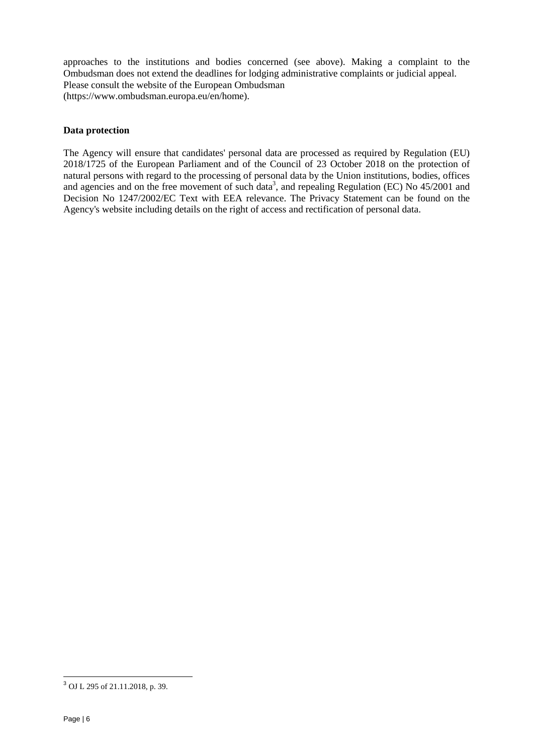approaches to the institutions and bodies concerned (see above). Making a complaint to the Ombudsman does not extend the deadlines for lodging administrative complaints or judicial appeal. Please consult the website of the European Ombudsman (https://www.ombudsman.europa.eu/en/home).

**Data protection**

The Agency will ensure that candidates' personal data are processed as required by Regulation (EU) 2018/1725 of the European Parliament and of the Council of 23 October 2018 on the protection of natural persons with regard to the processing of personal data by the Union institutions, bodies, offices and agencies and on the free movement of such data[3], and repealing Regulation (EC) No 45/2001 and Decision No 1247/2002/EC Text with EEA relevance. The Privacy Statement can be found on the Agency's website including details on the right of access and rectification of personal data.

[3] OJ L 295 of 21.11.2018, p. 39.